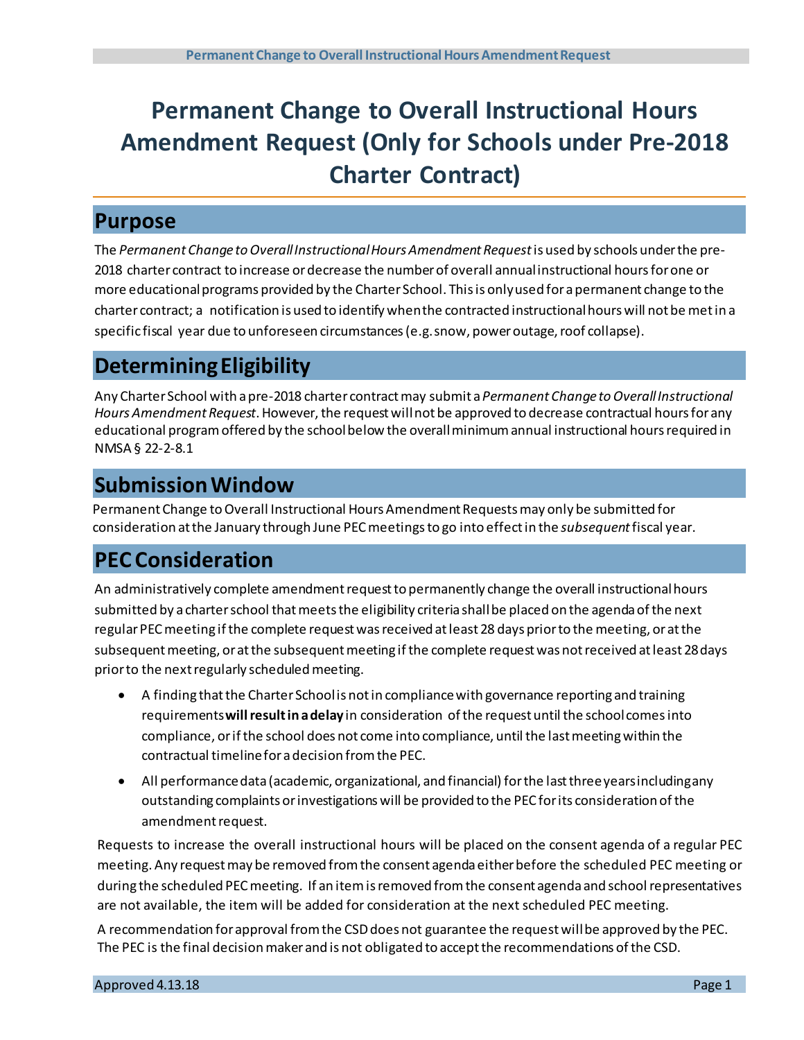# Permanent Change to Overall Instructional Hours Amendment Request (Only for Schools under Pre-2018 Charter Contract)

## Purpose

The *Permanent Change to Overall Instructional Hours Amendment Request* is used by schools under the pre-2018 charter contract to increase or decrease the number of overall annual instructional hours for one or more educational programs provided by the Charter School. This is only used for a permanent change to the charter contract; a notification is used to identify when the contracted instructional hours will not be met in a specific fiscal year due to unforeseen circumstances (e.g. snow, power outage, roof collapse).

## Determining Eligibility

Any Charter School with a pre-2018 charter contract may submit a *Permanent Change to Overall Instructional Hours Amendment Request*. However, the request will not be approved to decrease contractual hours for any educational program offered by the school below the overall minimum annual instructional hours required in NMSA § 22-2-8.1

## Submission Window

Permanent Change to Overall Instructional Hours Amendment Requests may only be submitted for consideration at the January through June PEC meetings to go into effect in the *subsequent* fiscal year.

## PEC Consideration

An administratively complete amendment request to permanently change the overall instructional hours submitted by a charter school that meets the eligibility criteria shall be placed on the agenda of the next regular PEC meeting if the complete request was received at least 28 days prior to the meeting, or at the subsequent meeting, or at the subsequent meeting if the complete request was not received at least 28 days prior to the next regularly scheduled meeting.

- A finding that the Charter School is not in compliance with governance reporting and training requirements **will result in a delay** in consideration of the request until the school comes into compliance, or if the school does not come into compliance, until the last meeting within the contractual timeline for a decision from the PEC.
- All performance data (academic, organizational, and financial) for the last three years including any outstanding complaints or investigations will be provided to the PEC for its consideration of the amendment request.

Requests to increase the overall instructional hours will be placed on the consent agenda of a regular PEC meeting. Any request may be removed from the consent agenda either before the scheduled PEC meeting or during the scheduled PEC meeting. If an item is removed from the consent agenda and school representatives are not available, the item will be added for consideration at the next scheduled PEC meeting.

A recommendation for approval from the CSD does not guarantee the request will be approved by the PEC. The PEC is the final decision maker and is not obligated to accept the recommendations of the CSD.

Approved 4.13.18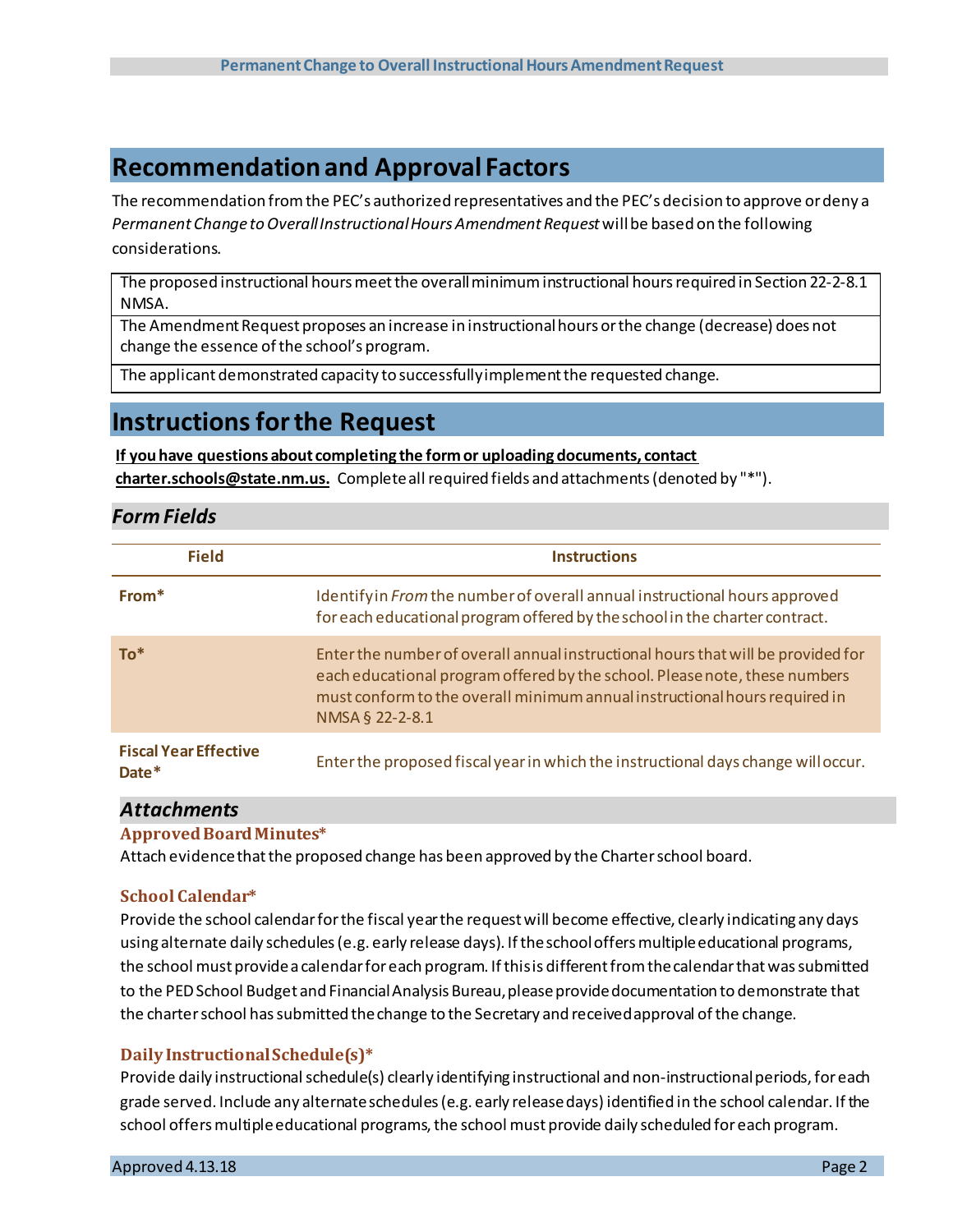## Recommendation and Approval Factors

The recommendation from the PEC's authorized representatives and the PEC's decision to approve or deny a *Permanent Change to Overall Instructional Hours Amendment Request* will be based on the following considerations.

| |
|---|
| The proposed instructional hours meet the overall minimum instructional hours required in Section 22-2-8.1 NMSA. |
| The Amendment Request proposes an increase in instructional hours or the change (decrease) does not change the essence of the school's program. |
| The applicant demonstrated capacity to successfully implement the requested change. |

## Instructions for the Request

**If you have questions about completing the form or uploading documents, contact charter.schools@state.nm.us.** Complete all required fields and attachments (denoted by "*").

### *Form Fields*

| Field | Instructions |
|---|---|
| **From*** | Identify in *From* the number of overall annual instructional hours approved for each educational program offered by the school in the charter contract. |
| **To*** | Enter the number of overall annual instructional hours that will be provided for each educational program offered by the school. Please note, these numbers must conform to the overall minimum annual instructional hours required in NMSA § 22-2-8.1 |
| **Fiscal Year Effective Date*** | Enter the proposed fiscal year in which the instructional days change will occur. |

### *Attachments*

#### Approved Board Minutes*

Attach evidence that the proposed change has been approved by the Charter school board.

#### School Calendar*

Provide the school calendar for the fiscal year the request will become effective, clearly indicating any days using alternate daily schedules (e.g. early release days). If the school offers multiple educational programs, the school must provide a calendar for each program. If this is different from the calendar that was submitted to the PED School Budget and Financial Analysis Bureau, please provide documentation to demonstrate that the charter school has submitted the change to the Secretary and received approval of the change.

#### Daily Instructional Schedule(s)*

Provide daily instructional schedule(s) clearly identifying instructional and non-instructional periods, for each grade served. Include any alternate schedules (e.g. early release days) identified in the school calendar. If the school offers multiple educational programs, the school must provide daily scheduled for each program.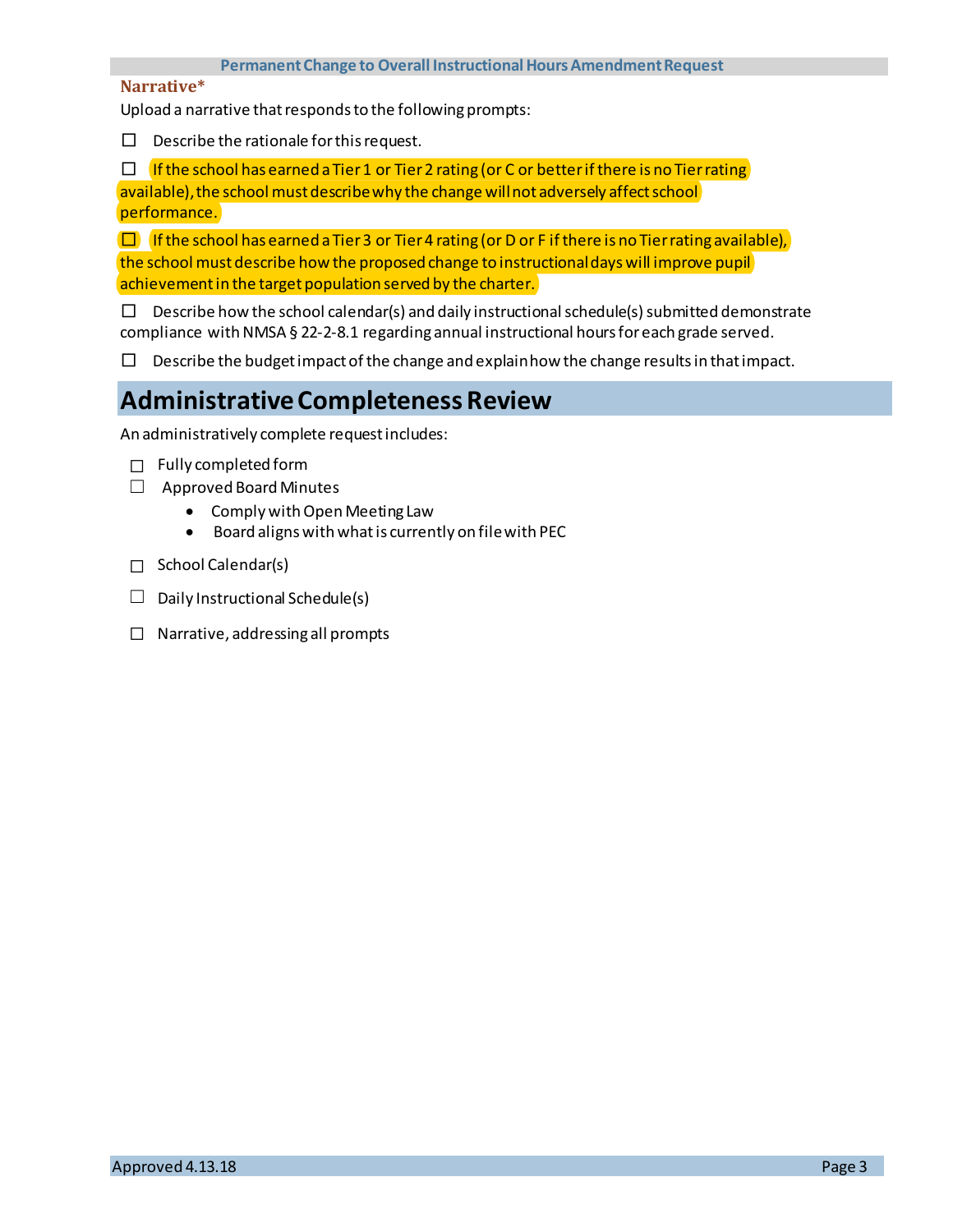**Permanent Change to Overall Instructional Hours Amendment Request**

**Narrative***

Upload a narrative that responds to the following prompts:

- ☐ Describe the rationale for this request.
- ☐ If the school has earned a Tier 1 or Tier 2 rating (or C or better if there is no Tier rating available), the school must describe why the change will not adversely affect school performance.
- ☐ If the school has earned a Tier 3 or Tier 4 rating (or D or F if there is no Tier rating available), the school must describe how the proposed change to instructional days will improve pupil achievement in the target population served by the charter.
- ☐ Describe how the school calendar(s) and daily instructional schedule(s) submitted demonstrate compliance with NMSA § 22-2-8.1 regarding annual instructional hours for each grade served.
- ☐ Describe the budget impact of the change and explain how the change results in that impact.

# Administrative Completeness Review

An administratively complete request includes:

- ☐ Fully completed form
- ☐ Approved Board Minutes
  - Comply with Open Meeting Law
  - Board aligns with what is currently on file with PEC
- ☐ School Calendar(s)
- ☐ Daily Instructional Schedule(s)
- ☐ Narrative, addressing all prompts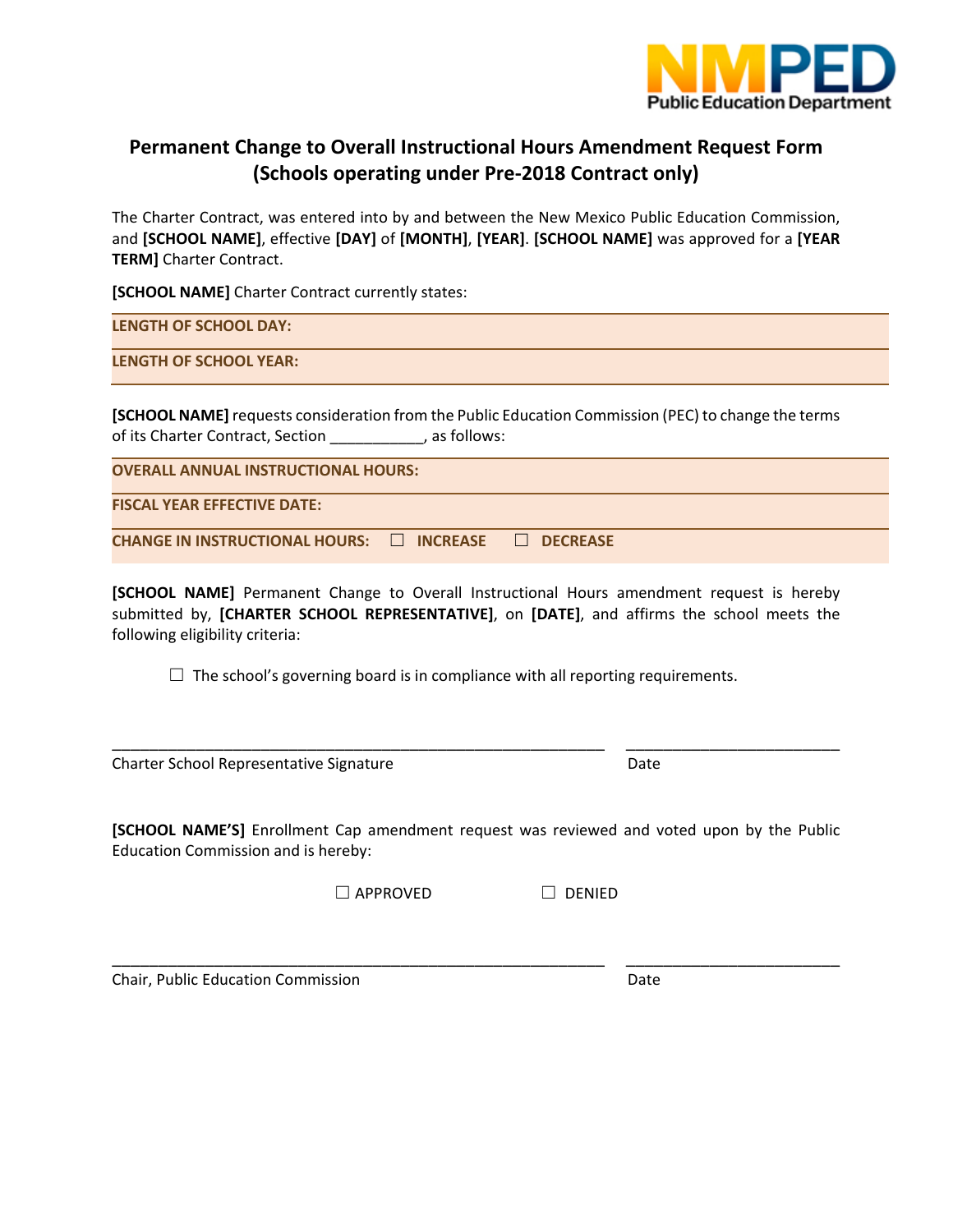# Permanent Change to Overall Instructional Hours Amendment Request Form (Schools operating under Pre-2018 Contract only)

The Charter Contract, was entered into by and between the New Mexico Public Education Commission, and **[SCHOOL NAME]**, effective **[DAY]** of **[MONTH]**, **[YEAR]**. **[SCHOOL NAME]** was approved for a **[YEAR TERM]** Charter Contract.

**[SCHOOL NAME]** Charter Contract currently states:

| | |
|---|---|
| **LENGTH OF SCHOOL DAY:** | |
| **LENGTH OF SCHOOL YEAR:** | |

**[SCHOOL NAME]** requests consideration from the Public Education Commission (PEC) to change the terms of its Charter Contract, Section ___________, as follows:

| | |
|---|---|
| **OVERALL ANNUAL INSTRUCTIONAL HOURS:** | |
| **FISCAL YEAR EFFECTIVE DATE:** | |
| **CHANGE IN INSTRUCTIONAL HOURS:** ☐ **INCREASE** ☐ **DECREASE** | |

**[SCHOOL NAME]** Permanent Change to Overall Instructional Hours amendment request is hereby submitted by, **[CHARTER SCHOOL REPRESENTATIVE]**, on **[DATE]**, and affirms the school meets the following eligibility criteria:

☐ The school's governing board is in compliance with all reporting requirements.

____________________________________________________________ _________________________

Charter School Representative Signature Date

**[SCHOOL NAME'S]** Enrollment Cap amendment request was reviewed and voted upon by the Public Education Commission and is hereby:

☐ APPROVED ☐ DENIED

____________________________________________________________ _________________________

Chair, Public Education Commission Date